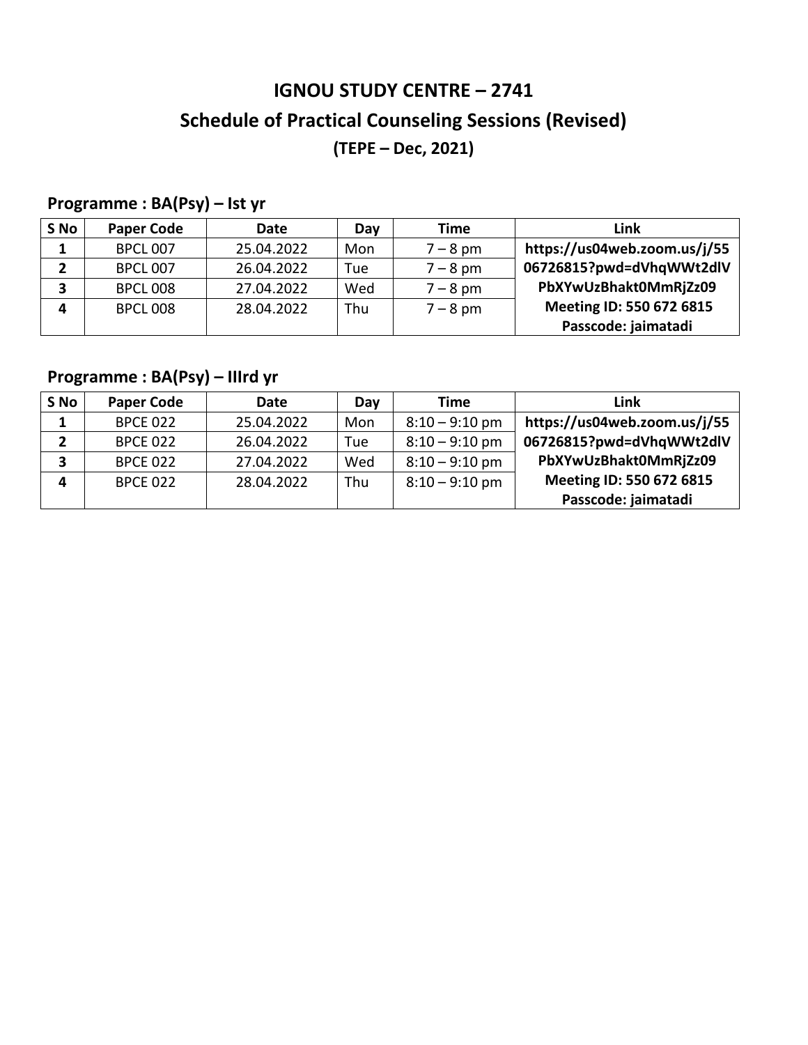# IGNOU STUDY CENTRE – 2741

## Schedule of Practical Counseling Sessions (Revised)

### (TEPE – Dec, 2021)

**Programme : BA(Psy) – Ist yr**

| S No | Paper Code | Date | Day | Time | Link |
|---|---|---|---|---|---|
| **1** | BPCL 007 | 25.04.2022 | Mon | 7 – 8 pm | **https://us04web.zoom.us/j/5506726815?pwd=dVhqWWt2dlVPbXYwUzBhakt0MmRjZz09 Meeting ID: 550 672 6815 Passcode: jaimatadi** |
| **2** | BPCL 007 | 26.04.2022 | Tue | 7 – 8 pm | |
| **3** | BPCL 008 | 27.04.2022 | Wed | 7 – 8 pm | |
| **4** | BPCL 008 | 28.04.2022 | Thu | 7 – 8 pm | |

**Programme : BA(Psy) – IIIrd yr**

| S No | Paper Code | Date | Day | Time | Link |
|---|---|---|---|---|---|
| **1** | BPCE 022 | 25.04.2022 | Mon | 8:10 – 9:10 pm | **https://us04web.zoom.us/j/5506726815?pwd=dVhqWWt2dlVPbXYwUzBhakt0MmRjZz09 Meeting ID: 550 672 6815 Passcode: jaimatadi** |
| **2** | BPCE 022 | 26.04.2022 | Tue | 8:10 – 9:10 pm | |
| **3** | BPCE 022 | 27.04.2022 | Wed | 8:10 – 9:10 pm | |
| **4** | BPCE 022 | 28.04.2022 | Thu | 8:10 – 9:10 pm | |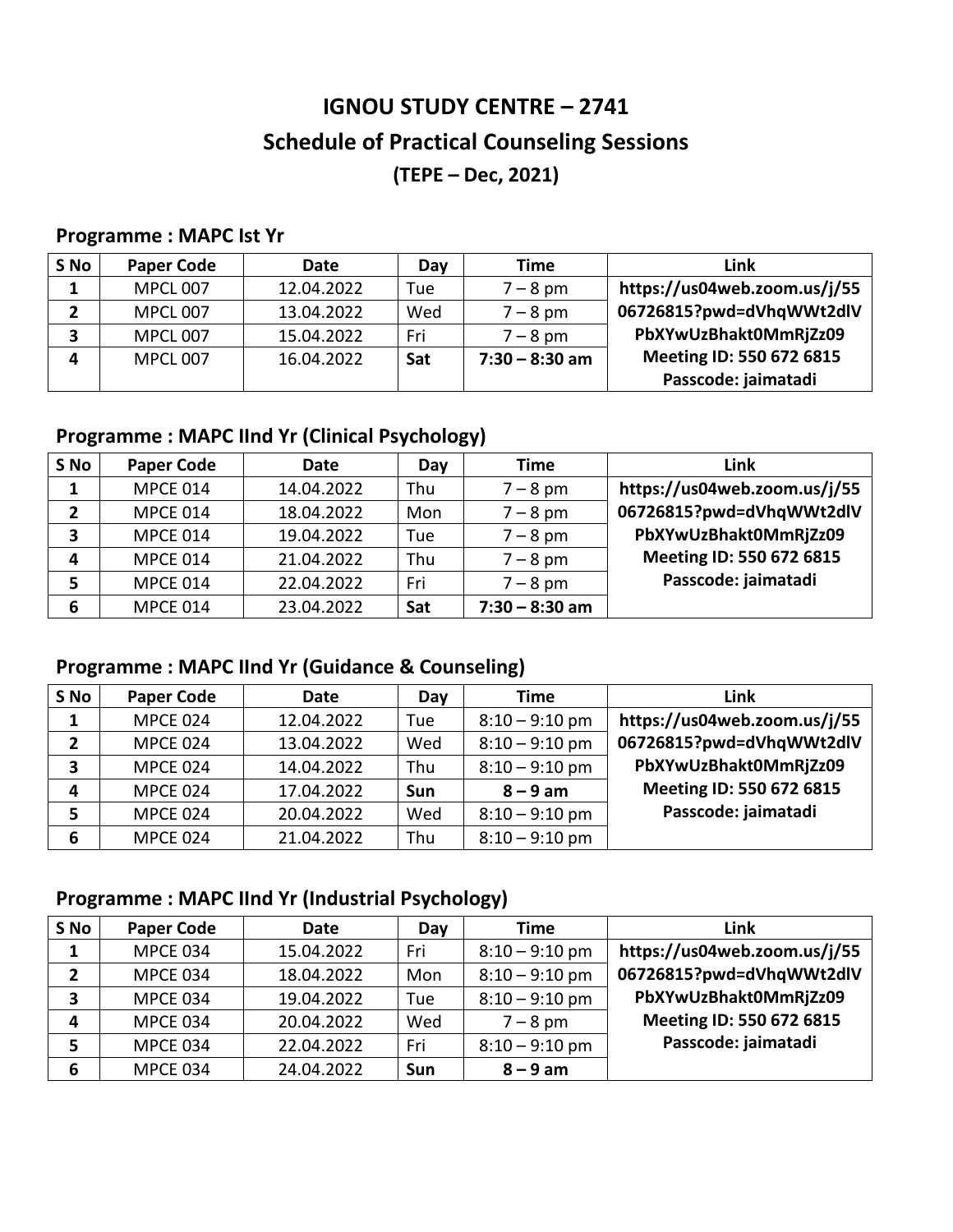# IGNOU STUDY CENTRE – 2741

## Schedule of Practical Counseling Sessions

### (TEPE – Dec, 2021)

**Programme : MAPC Ist Yr**

| S No | Paper Code | Date | Day | Time | Link |
|---|---|---|---|---|---|
| **1** | MPCL 007 | 12.04.2022 | Tue | 7 – 8 pm | **https://us04web.zoom.us/j/5506726815?pwd=dVhqWWt2dlVPbXYwUzBhakt0MmRjZz09 Meeting ID: 550 672 6815 Passcode: jaimatadi** |
| **2** | MPCL 007 | 13.04.2022 | Wed | 7 – 8 pm | |
| **3** | MPCL 007 | 15.04.2022 | Fri | 7 – 8 pm | |
| **4** | MPCL 007 | 16.04.2022 | **Sat** | **7:30 – 8:30 am** | |

**Programme : MAPC IInd Yr (Clinical Psychology)**

| S No | Paper Code | Date | Day | Time | Link |
|---|---|---|---|---|---|
| **1** | MPCE 014 | 14.04.2022 | Thu | 7 – 8 pm | **https://us04web.zoom.us/j/5506726815?pwd=dVhqWWt2dlVPbXYwUzBhakt0MmRjZz09 Meeting ID: 550 672 6815 Passcode: jaimatadi** |
| **2** | MPCE 014 | 18.04.2022 | Mon | 7 – 8 pm | |
| **3** | MPCE 014 | 19.04.2022 | Tue | 7 – 8 pm | |
| **4** | MPCE 014 | 21.04.2022 | Thu | 7 – 8 pm | |
| **5** | MPCE 014 | 22.04.2022 | Fri | 7 – 8 pm | |
| **6** | MPCE 014 | 23.04.2022 | **Sat** | **7:30 – 8:30 am** | |

**Programme : MAPC IInd Yr (Guidance & Counseling)**

| S No | Paper Code | Date | Day | Time | Link |
|---|---|---|---|---|---|
| **1** | MPCE 024 | 12.04.2022 | Tue | 8:10 – 9:10 pm | **https://us04web.zoom.us/j/5506726815?pwd=dVhqWWt2dlVPbXYwUzBhakt0MmRjZz09 Meeting ID: 550 672 6815 Passcode: jaimatadi** |
| **2** | MPCE 024 | 13.04.2022 | Wed | 8:10 – 9:10 pm | |
| **3** | MPCE 024 | 14.04.2022 | Thu | 8:10 – 9:10 pm | |
| **4** | MPCE 024 | 17.04.2022 | **Sun** | **8 – 9 am** | |
| **5** | MPCE 024 | 20.04.2022 | Wed | 8:10 – 9:10 pm | |
| **6** | MPCE 024 | 21.04.2022 | Thu | 8:10 – 9:10 pm | |

**Programme : MAPC IInd Yr (Industrial Psychology)**

| S No | Paper Code | Date | Day | Time | Link |
|---|---|---|---|---|---|
| **1** | MPCE 034 | 15.04.2022 | Fri | 8:10 – 9:10 pm | **https://us04web.zoom.us/j/5506726815?pwd=dVhqWWt2dlVPbXYwUzBhakt0MmRjZz09 Meeting ID: 550 672 6815 Passcode: jaimatadi** |
| **2** | MPCE 034 | 18.04.2022 | Mon | 8:10 – 9:10 pm | |
| **3** | MPCE 034 | 19.04.2022 | Tue | 8:10 – 9:10 pm | |
| **4** | MPCE 034 | 20.04.2022 | Wed | 7 – 8 pm | |
| **5** | MPCE 034 | 22.04.2022 | Fri | 8:10 – 9:10 pm | |
| **6** | MPCE 034 | 24.04.2022 | **Sun** | **8 – 9 am** | |